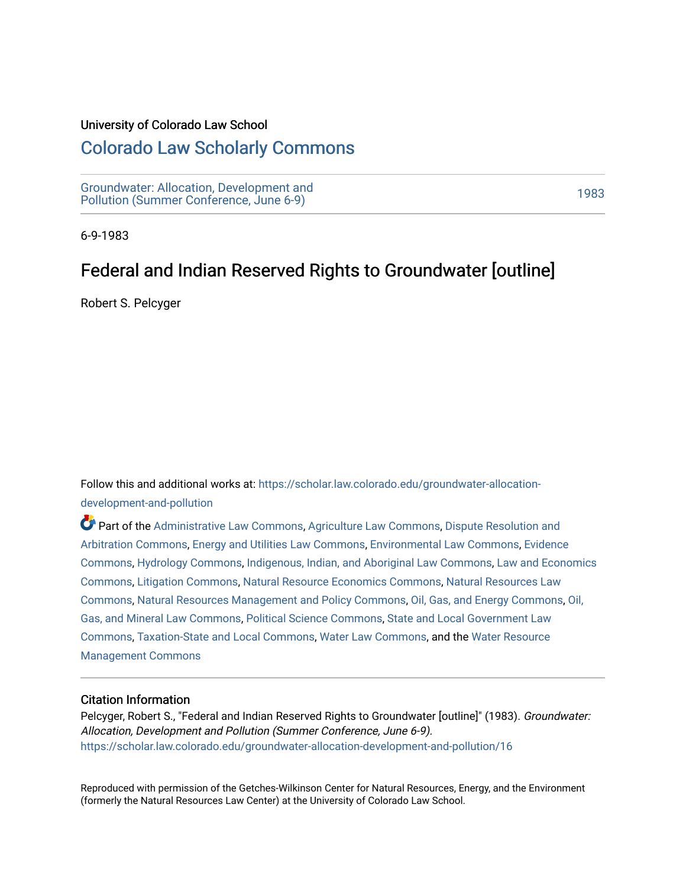University of Colorado Law School

# Colorado Law Scholarly Commons

Groundwater: Allocation, Development and Pollution (Summer Conference, June 6-9) | 1983

6-9-1983

## Federal and Indian Reserved Rights to Groundwater [outline]

Robert S. Pelcyger

Follow this and additional works at: https://scholar.law.colorado.edu/groundwater-allocation-development-and-pollution

Part of the Administrative Law Commons, Agriculture Law Commons, Dispute Resolution and Arbitration Commons, Energy and Utilities Law Commons, Environmental Law Commons, Evidence Commons, Hydrology Commons, Indigenous, Indian, and Aboriginal Law Commons, Law and Economics Commons, Litigation Commons, Natural Resource Economics Commons, Natural Resources Law Commons, Natural Resources Management and Policy Commons, Oil, Gas, and Energy Commons, Oil, Gas, and Mineral Law Commons, Political Science Commons, State and Local Government Law Commons, Taxation-State and Local Commons, Water Law Commons, and the Water Resource Management Commons

### Citation Information

Pelcyger, Robert S., "Federal and Indian Reserved Rights to Groundwater [outline]" (1983). *Groundwater: Allocation, Development and Pollution (Summer Conference, June 6-9).*
https://scholar.law.colorado.edu/groundwater-allocation-development-and-pollution/16

Reproduced with permission of the Getches-Wilkinson Center for Natural Resources, Energy, and the Environment (formerly the Natural Resources Law Center) at the University of Colorado Law School.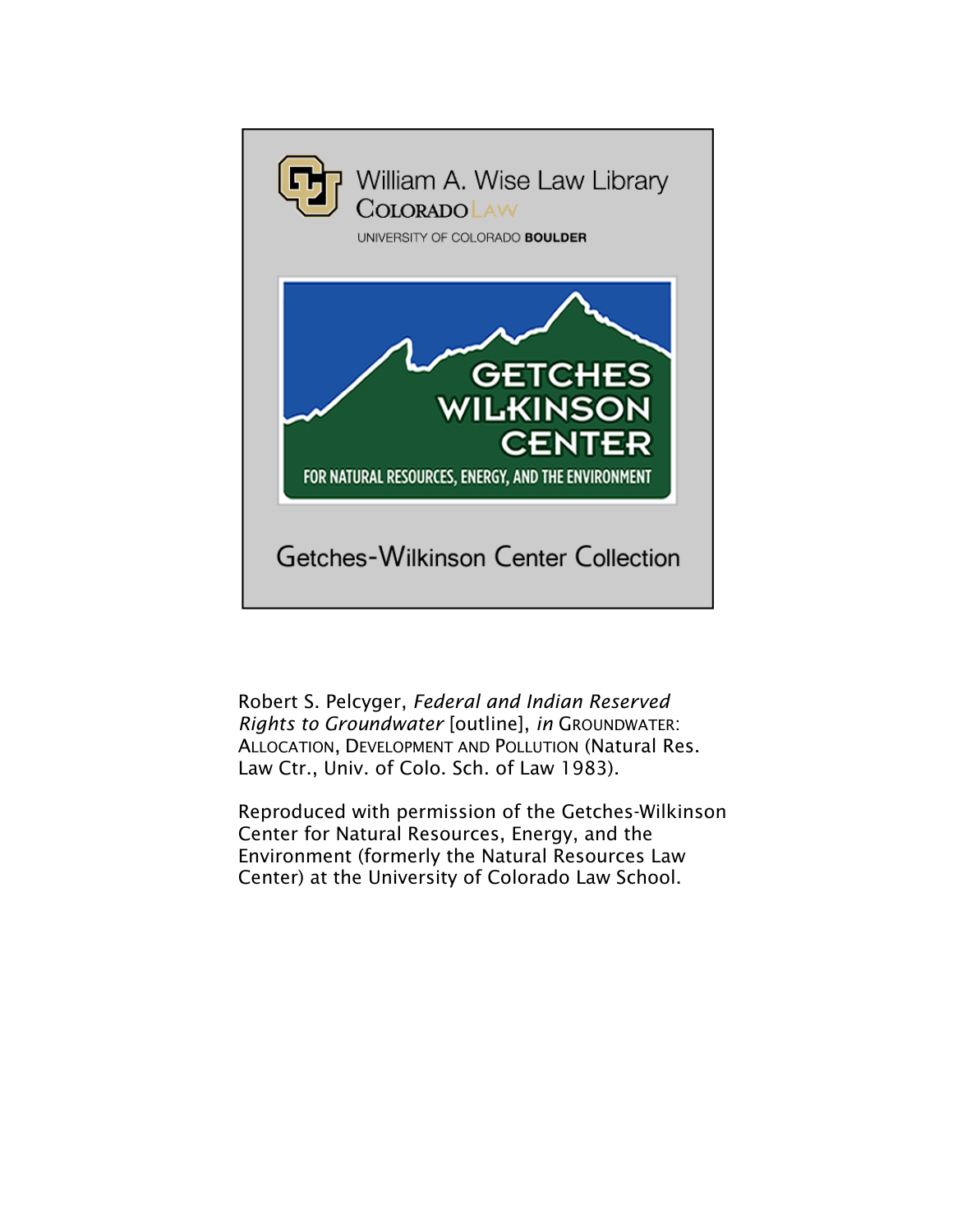William A. Wise Law Library

COLORADO LAW

UNIVERSITY OF COLORADO BOULDER

GETCHES WILKINSON CENTER

FOR NATURAL RESOURCES, ENERGY, AND THE ENVIRONMENT

Getches-Wilkinson Center Collection

Robert S. Pelcyger, *Federal and Indian Reserved Rights to Groundwater* [outline], *in* GROUNDWATER: ALLOCATION, DEVELOPMENT AND POLLUTION (Natural Res. Law Ctr., Univ. of Colo. Sch. of Law 1983).

Reproduced with permission of the Getches-Wilkinson Center for Natural Resources, Energy, and the Environment (formerly the Natural Resources Law Center) at the University of Colorado Law School.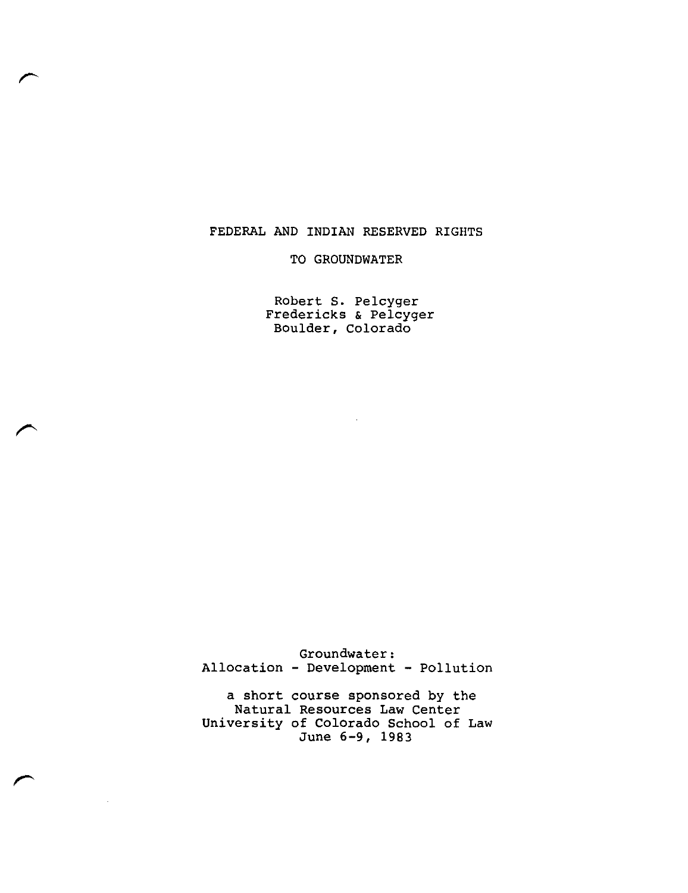# FEDERAL AND INDIAN RESERVED RIGHTS

# TO GROUNDWATER

Robert S. Pelcyger
Fredericks & Pelcyger
Boulder, Colorado

Groundwater:
Allocation - Development - Pollution

a short course sponsored by the
Natural Resources Law Center
University of Colorado School of Law
June 6-9, 1983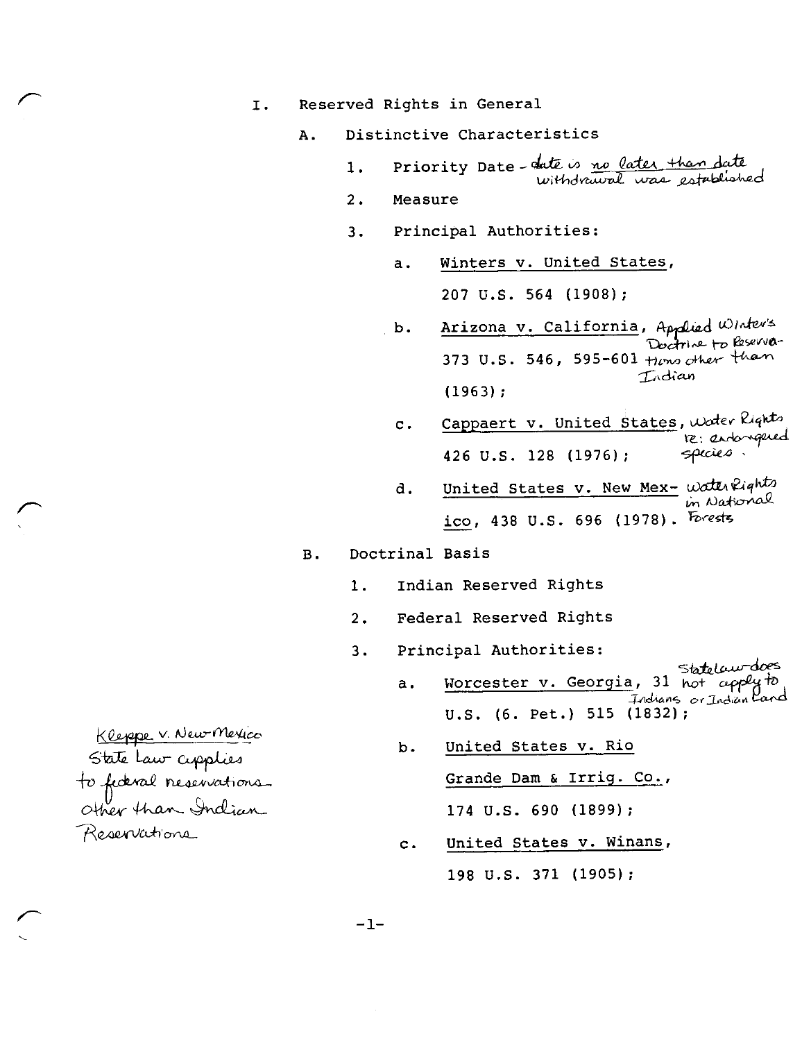I. Reserved Rights in General

A. Distinctive Characteristics

1. Priority Date - date is no later than date withdrawal was established

2. Measure

3. Principal Authorities:

   a. Winters v. United States, 207 U.S. 564 (1908);

   b. Arizona v. California, 373 U.S. 546, 595-601 (1963); Applied Winter's Doctrine to Reservations other than Indian

   c. Cappaert v. United States, 426 U.S. 128 (1976); Water Rights re: endangered species.

   d. United States v. New Mexico, 438 U.S. 696 (1978). Water Rights in National Forests

B. Doctrinal Basis

1. Indian Reserved Rights

2. Federal Reserved Rights

3. Principal Authorities:

   a. Worcester v. Georgia, 31 U.S. (6. Pet.) 515 (1832); State law does not apply to Indians or Indian Land

   b. United States v. Rio Grande Dam & Irrig. Co., 174 U.S. 690 (1899);

   c. United States v. Winans, 198 U.S. 371 (1905);

Kleppe v. New Mexico State Law applies to federal reservations other than Indian Reservations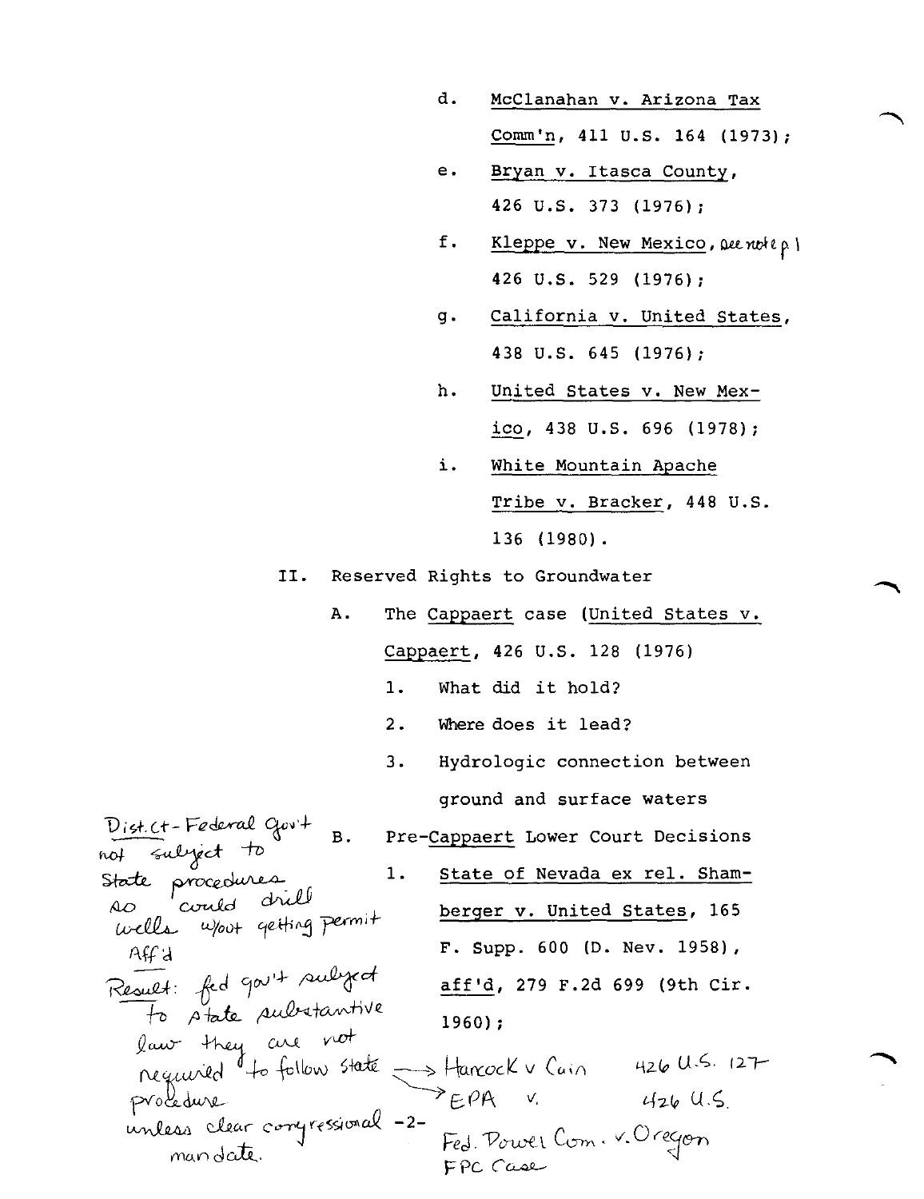d. McClanahan v. Arizona Tax Comm'n, 411 U.S. 164 (1973);

e. Bryan v. Itasca County, 426 U.S. 373 (1976);

f. Kleppe v. New Mexico, see note p 1 426 U.S. 529 (1976);

g. California v. United States, 438 U.S. 645 (1976);

h. United States v. New Mexico, 438 U.S. 696 (1978);

i. White Mountain Apache Tribe v. Bracker, 448 U.S. 136 (1980).

II. Reserved Rights to Groundwater

A. The Cappaert case (United States v. Cappaert, 426 U.S. 128 (1976)

1. What did it hold?

2. Where does it lead?

3. Hydrologic connection between ground and surface waters

B. Pre-Cappaert Lower Court Decisions

1. State of Nevada ex rel. Shamberger v. United States, 165 F. Supp. 600 (D. Nev. 1958), aff'd, 279 F.2d 699 (9th Cir. 1960);

Dist. Ct - Federal Gov't not subject to State procedures so could drill wells w/out getting permit
Aff'd
Result: fed gov't subject to state substantive law they are not required to follow state procedure unless clear congressional mandate.

→ Hancock v Cain 426 U.S. 127
→ EPA v. 426 U.S.
Fed. Power Com. v. Oregon
FPC Case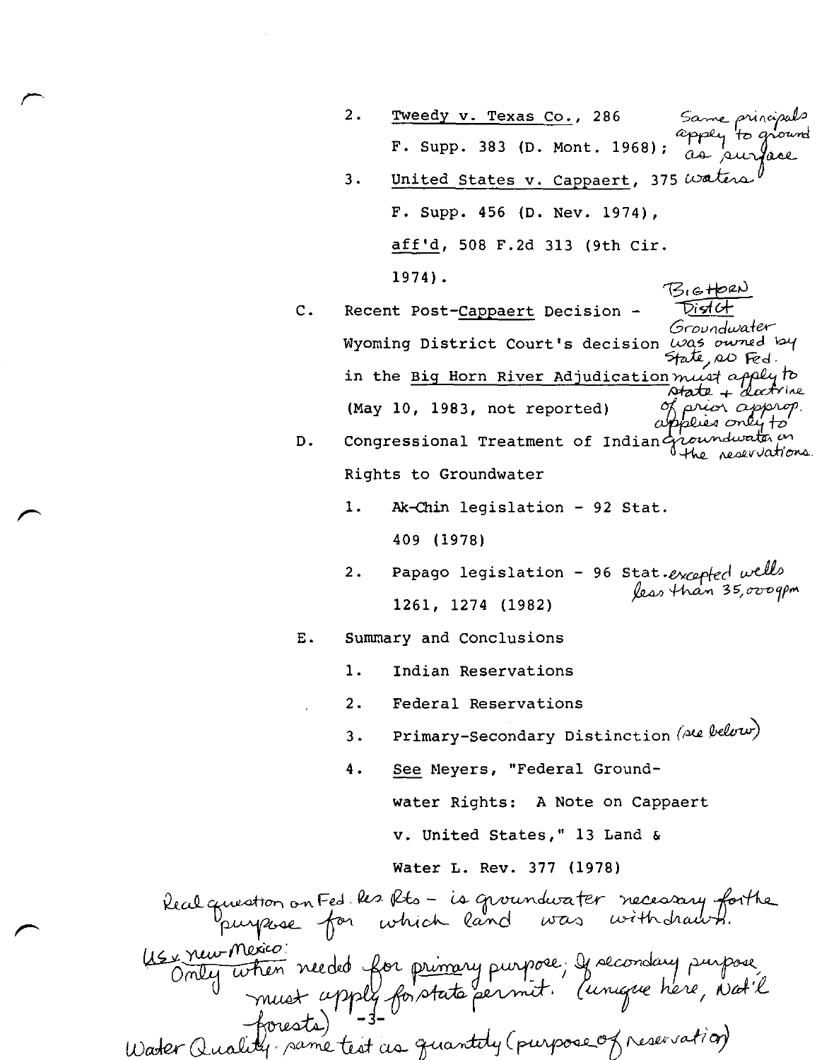2. Tweedy v. Texas Co., 286 F. Supp. 383 (D. Mont. 1968); *Same principals apply to ground as surface waters*

3. United States v. Cappaert, 375 F. Supp. 456 (D. Nev. 1974), aff'd, 508 F.2d 313 (9th Cir. 1974).

C. Recent Post-Cappaert Decision - Wyoming District Court's decision in the Big Horn River Adjudication (May 10, 1983, not reported) *BIG HORN Dist Ct Groundwater was owned by State, so Fed. must apply to state + doctrine of prior approp. applies only to groundwater on the reservations.*

D. Congressional Treatment of Indian Rights to Groundwater

1. Ak-Chin legislation - 92 Stat. 409 (1978)

2. Papago legislation - 96 Stat. 1261, 1274 (1982) *excepted wells less than 35,000 gpm*

E. Summary and Conclusions

1. Indian Reservations

2. Federal Reservations

3. Primary-Secondary Distinction *(see below)*

4. See Meyers, "Federal Groundwater Rights: A Note on Cappaert v. United States," 13 Land & Water L. Rev. 377 (1978)

*Real question on Fed. Res Rts - is groundwater necessary for the purpose for which land was withdrawn.*

*US v New Mexico: Only when needed for primary purpose; If secondary purpose must apply for state permit. (unique here, Nat'l forests)*

*Water Quality - same test as quantity (purpose of reservation)*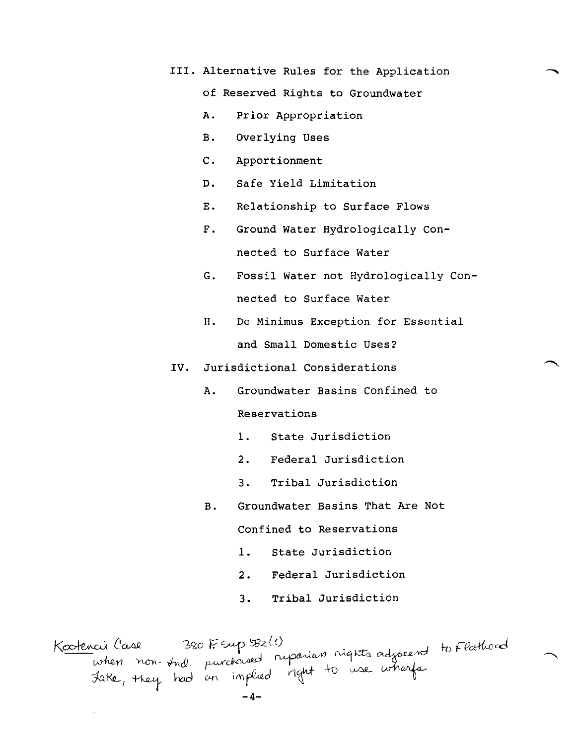III. Alternative Rules for the Application of Reserved Rights to Groundwater

   A. Prior Appropriation

   B. Overlying Uses

   C. Apportionment

   D. Safe Yield Limitation

   E. Relationship to Surface Flows

   F. Ground Water Hydrologically Connected to Surface Water

   G. Fossil Water not Hydrologically Connected to Surface Water

   H. De Minimus Exception for Essential and Small Domestic Uses?

IV. Jurisdictional Considerations

   A. Groundwater Basins Confined to Reservations

      1. State Jurisdiction

      2. Federal Jurisdiction

      3. Tribal Jurisdiction

   B. Groundwater Basins That Are Not Confined to Reservations

      1. State Jurisdiction

      2. Federal Jurisdiction

      3. Tribal Jurisdiction

Kootenai Case 380 F. Sup 582(?)
when non-Ind. purchased riparian rights adjacent to Flathead Lake, they had an implied right to use wharfs